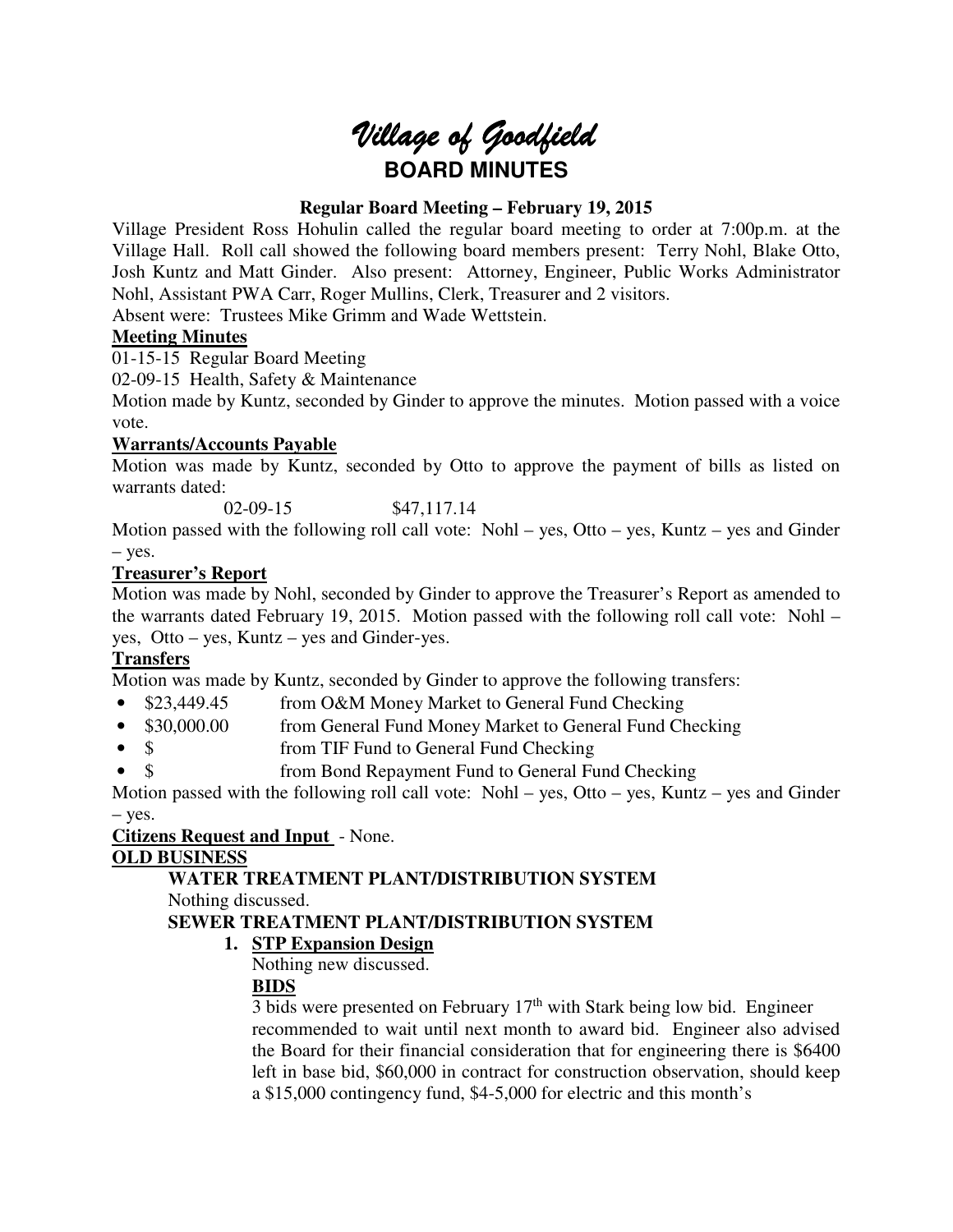# *Village of Goodfield*

## BOARD MINUTES

**Regular Board Meeting – February 19, 2015**

Village President Ross Hohulin called the regular board meeting to order at 7:00p.m. at the Village Hall. Roll call showed the following board members present: Terry Nohl, Blake Otto, Josh Kuntz and Matt Ginder. Also present: Attorney, Engineer, Public Works Administrator Nohl, Assistant PWA Carr, Roger Mullins, Clerk, Treasurer and 2 visitors.

Absent were: Trustees Mike Grimm and Wade Wettstein.

**Meeting Minutes**

01-15-15 Regular Board Meeting

02-09-15 Health, Safety & Maintenance

Motion made by Kuntz, seconded by Ginder to approve the minutes. Motion passed with a voice vote.

**Warrants/Accounts Payable**

Motion was made by Kuntz, seconded by Otto to approve the payment of bills as listed on warrants dated:

02-09-15 $47,117.14

Motion passed with the following roll call vote: Nohl – yes, Otto – yes, Kuntz – yes and Ginder – yes.

**Treasurer's Report**

Motion was made by Nohl, seconded by Ginder to approve the Treasurer's Report as amended to the warrants dated February 19, 2015. Motion passed with the following roll call vote: Nohl – yes, Otto – yes, Kuntz – yes and Ginder-yes.

**Transfers**

Motion was made by Kuntz, seconded by Ginder to approve the following transfers:

- $23,449.45 from O&M Money Market to General Fund Checking
- $30,000.00 from General Fund Money Market to General Fund Checking
- $ from TIF Fund to General Fund Checking
- $ from Bond Repayment Fund to General Fund Checking

Motion passed with the following roll call vote: Nohl – yes, Otto – yes, Kuntz – yes and Ginder – yes.

**Citizens Request and Input** - None.

**OLD BUSINESS**

**WATER TREATMENT PLANT/DISTRIBUTION SYSTEM**

Nothing discussed.

**SEWER TREATMENT PLANT/DISTRIBUTION SYSTEM**

1. **STP Expansion Design**

   Nothing new discussed.

   **BIDS**

   3 bids were presented on February 17th with Stark being low bid. Engineer recommended to wait until next month to award bid. Engineer also advised the Board for their financial consideration that for engineering there is $6400 left in base bid, $60,000 in contract for construction observation, should keep a $15,000 contingency fund, $4-5,000 for electric and this month's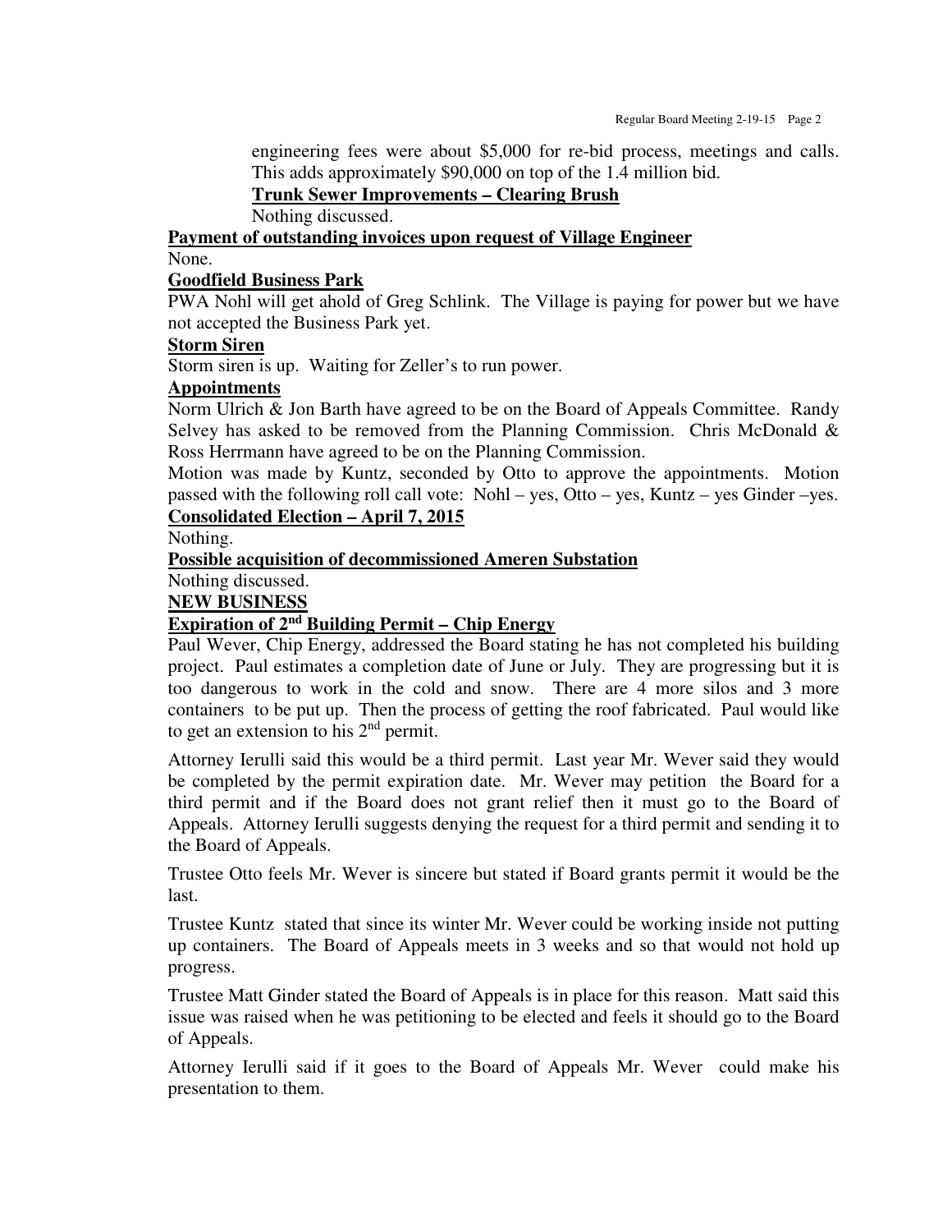engineering fees were about $5,000 for re-bid process, meetings and calls. This adds approximately $90,000 on top of the 1.4 million bid.

**Trunk Sewer Improvements – Clearing Brush**

Nothing discussed.

**Payment of outstanding invoices upon request of Village Engineer**

None.

**Goodfield Business Park**

PWA Nohl will get ahold of Greg Schlink. The Village is paying for power but we have not accepted the Business Park yet.

**Storm Siren**

Storm siren is up. Waiting for Zeller's to run power.

**Appointments**

Norm Ulrich & Jon Barth have agreed to be on the Board of Appeals Committee. Randy Selvey has asked to be removed from the Planning Commission. Chris McDonald & Ross Herrmann have agreed to be on the Planning Commission.

Motion was made by Kuntz, seconded by Otto to approve the appointments. Motion passed with the following roll call vote: Nohl – yes, Otto – yes, Kuntz – yes Ginder –yes.

**Consolidated Election – April 7, 2015**

Nothing.

**Possible acquisition of decommissioned Ameren Substation**

Nothing discussed.

**NEW BUSINESS**

**Expiration of 2nd Building Permit – Chip Energy**

Paul Wever, Chip Energy, addressed the Board stating he has not completed his building project. Paul estimates a completion date of June or July. They are progressing but it is too dangerous to work in the cold and snow. There are 4 more silos and 3 more containers to be put up. Then the process of getting the roof fabricated. Paul would like to get an extension to his 2nd permit.

Attorney Ierulli said this would be a third permit. Last year Mr. Wever said they would be completed by the permit expiration date. Mr. Wever may petition the Board for a third permit and if the Board does not grant relief then it must go to the Board of Appeals. Attorney Ierulli suggests denying the request for a third permit and sending it to the Board of Appeals.

Trustee Otto feels Mr. Wever is sincere but stated if Board grants permit it would be the last.

Trustee Kuntz stated that since its winter Mr. Wever could be working inside not putting up containers. The Board of Appeals meets in 3 weeks and so that would not hold up progress.

Trustee Matt Ginder stated the Board of Appeals is in place for this reason. Matt said this issue was raised when he was petitioning to be elected and feels it should go to the Board of Appeals.

Attorney Ierulli said if it goes to the Board of Appeals Mr. Wever could make his presentation to them.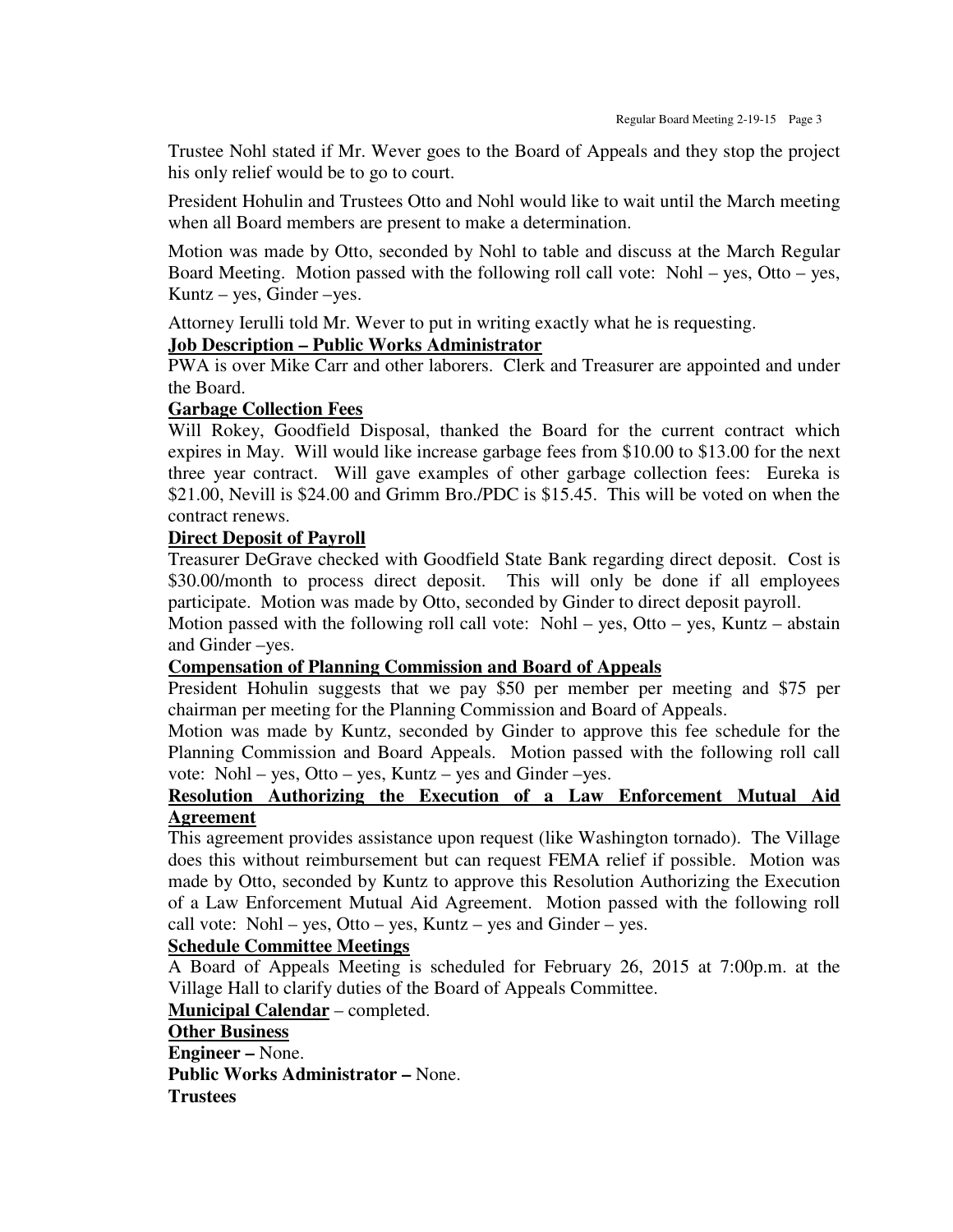Trustee Nohl stated if Mr. Wever goes to the Board of Appeals and they stop the project his only relief would be to go to court.

President Hohulin and Trustees Otto and Nohl would like to wait until the March meeting when all Board members are present to make a determination.

Motion was made by Otto, seconded by Nohl to table and discuss at the March Regular Board Meeting. Motion passed with the following roll call vote: Nohl – yes, Otto – yes, Kuntz – yes, Ginder –yes.

Attorney Ierulli told Mr. Wever to put in writing exactly what he is requesting.

**Job Description – Public Works Administrator**

PWA is over Mike Carr and other laborers. Clerk and Treasurer are appointed and under the Board.

**Garbage Collection Fees**

Will Rokey, Goodfield Disposal, thanked the Board for the current contract which expires in May. Will would like increase garbage fees from $10.00 to $13.00 for the next three year contract. Will gave examples of other garbage collection fees: Eureka is $21.00, Nevill is $24.00 and Grimm Bro./PDC is $15.45. This will be voted on when the contract renews.

**Direct Deposit of Payroll**

Treasurer DeGrave checked with Goodfield State Bank regarding direct deposit. Cost is $30.00/month to process direct deposit. This will only be done if all employees participate. Motion was made by Otto, seconded by Ginder to direct deposit payroll.

Motion passed with the following roll call vote: Nohl – yes, Otto – yes, Kuntz – abstain and Ginder –yes.

**Compensation of Planning Commission and Board of Appeals**

President Hohulin suggests that we pay $50 per member per meeting and $75 per chairman per meeting for the Planning Commission and Board of Appeals.

Motion was made by Kuntz, seconded by Ginder to approve this fee schedule for the Planning Commission and Board Appeals. Motion passed with the following roll call vote: Nohl – yes, Otto – yes, Kuntz – yes and Ginder –yes.

**Resolution Authorizing the Execution of a Law Enforcement Mutual Aid Agreement**

This agreement provides assistance upon request (like Washington tornado). The Village does this without reimbursement but can request FEMA relief if possible. Motion was made by Otto, seconded by Kuntz to approve this Resolution Authorizing the Execution of a Law Enforcement Mutual Aid Agreement. Motion passed with the following roll call vote: Nohl – yes, Otto – yes, Kuntz – yes and Ginder – yes.

**Schedule Committee Meetings**

A Board of Appeals Meeting is scheduled for February 26, 2015 at 7:00p.m. at the Village Hall to clarify duties of the Board of Appeals Committee.

**Municipal Calendar** – completed.

**Other Business**

**Engineer –** None.

**Public Works Administrator –** None.

**Trustees**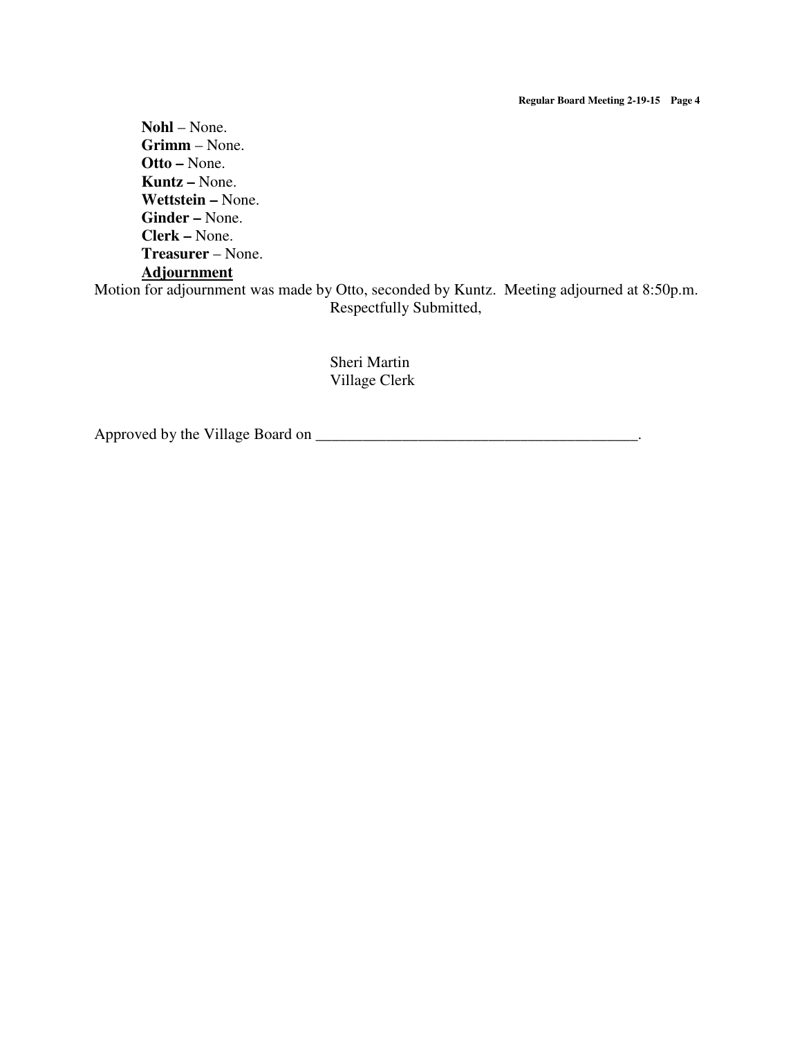**Nohl** – None.
**Grimm** – None.
**Otto –** None.
**Kuntz –** None.
**Wettstein –** None.
**Ginder –** None.
**Clerk –** None.
**Treasurer** – None.

**<u>Adjournment</u>**

Motion for adjournment was made by Otto, seconded by Kuntz. Meeting adjourned at 8:50p.m.

Respectfully Submitted,

Sheri Martin
Village Clerk

Approved by the Village Board on ___________________________________________.